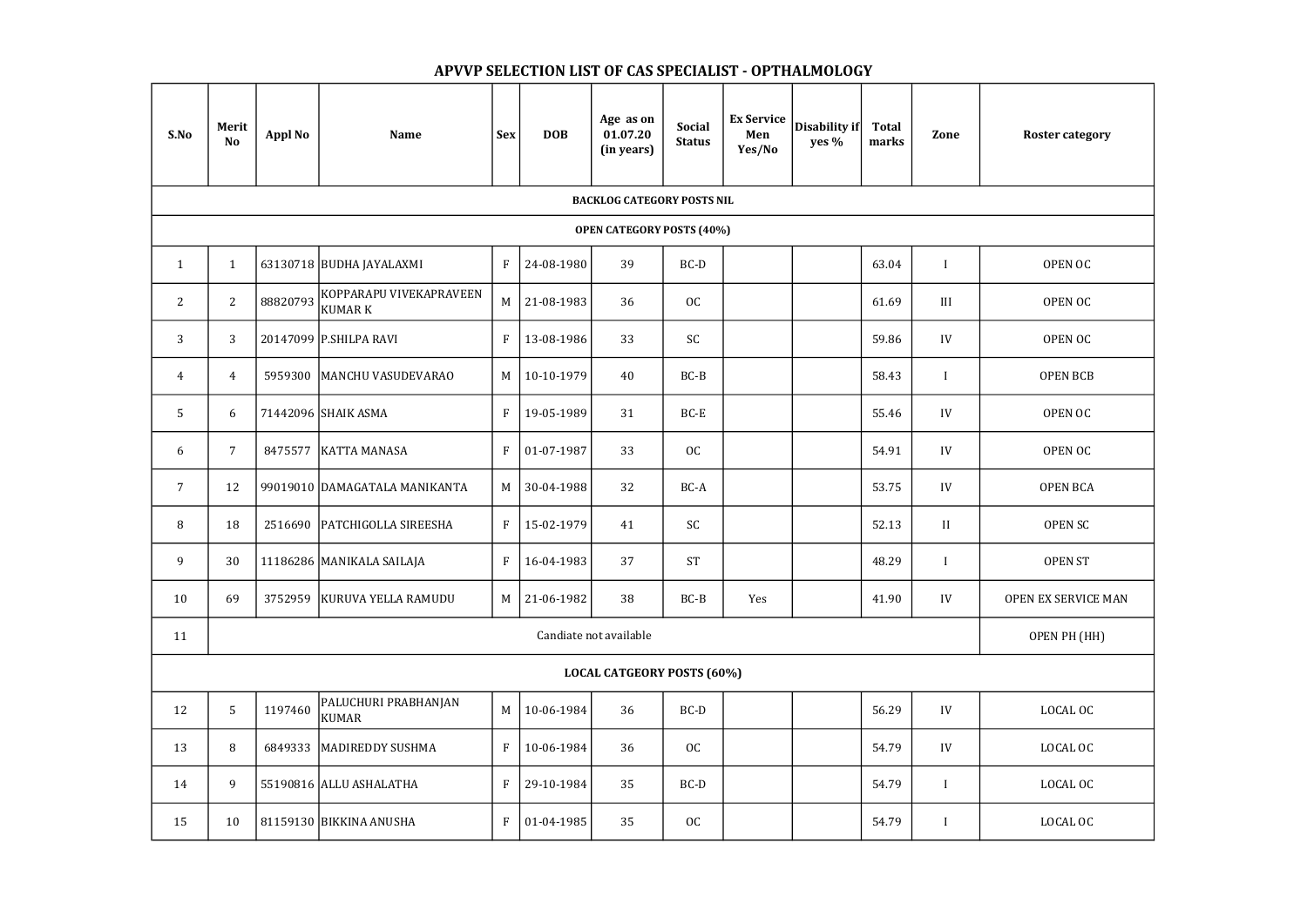# APVVP SELECTION LIST OF CAS SPECIALIST - OPTHALMOLOGY

| S.No | Merit No | Appl No | Name | Sex | DOB | Age as on 01.07.20 (in years) | Social Status | Ex Service Men Yes/No | Disability if yes % | Total marks | Zone | Roster category |
|---|---|---|---|---|---|---|---|---|---|---|---|---|
| BACKLOG CATEGORY POSTS NIL | | | | | | | | | | | | |
| OPEN CATEGORY POSTS (40%) | | | | | | | | | | | | |
| 1 | 1 | 63130718 | BUDHA JAYALAXMI | F | 24-08-1980 | 39 | BC-D | | | 63.04 | I | OPEN OC |
| 2 | 2 | 88820793 | KOPPARAPU VIVEKAPRAVEEN KUMAR K | M | 21-08-1983 | 36 | OC | | | 61.69 | III | OPEN OC |
| 3 | 3 | 20147099 | P.SHILPA RAVI | F | 13-08-1986 | 33 | SC | | | 59.86 | IV | OPEN OC |
| 4 | 4 | 5959300 | MANCHU VASUDEVARAO | M | 10-10-1979 | 40 | BC-B | | | 58.43 | I | OPEN BCB |
| 5 | 6 | 71442096 | SHAIK ASMA | F | 19-05-1989 | 31 | BC-E | | | 55.46 | IV | OPEN OC |
| 6 | 7 | 8475577 | KATTA MANASA | F | 01-07-1987 | 33 | OC | | | 54.91 | IV | OPEN OC |
| 7 | 12 | 99019010 | DAMAGATALA MANIKANTA | M | 30-04-1988 | 32 | BC-A | | | 53.75 | IV | OPEN BCA |
| 8 | 18 | 2516690 | PATCHIGOLLA SIREESHA | F | 15-02-1979 | 41 | SC | | | 52.13 | II | OPEN SC |
| 9 | 30 | 11186286 | MANIKALA SAILAJA | F | 16-04-1983 | 37 | ST | | | 48.29 | I | OPEN ST |
| 10 | 69 | 3752959 | KURUVA YELLA RAMUDU | M | 21-06-1982 | 38 | BC-B | Yes | | 41.90 | IV | OPEN EX SERVICE MAN |
| 11 | Candiate not available | | | | | | | | | | | OPEN PH (HH) |
| LOCAL CATGEORY POSTS (60%) | | | | | | | | | | | | |
| 12 | 5 | 1197460 | PALUCHURI PRABHANJAN KUMAR | M | 10-06-1984 | 36 | BC-D | | | 56.29 | IV | LOCAL OC |
| 13 | 8 | 6849333 | MADIREDDY SUSHMA | F | 10-06-1984 | 36 | OC | | | 54.79 | IV | LOCAL OC |
| 14 | 9 | 55190816 | ALLU ASHALATHA | F | 29-10-1984 | 35 | BC-D | | | 54.79 | I | LOCAL OC |
| 15 | 10 | 81159130 | BIKKINA ANUSHA | F | 01-04-1985 | 35 | OC | | | 54.79 | I | LOCAL OC |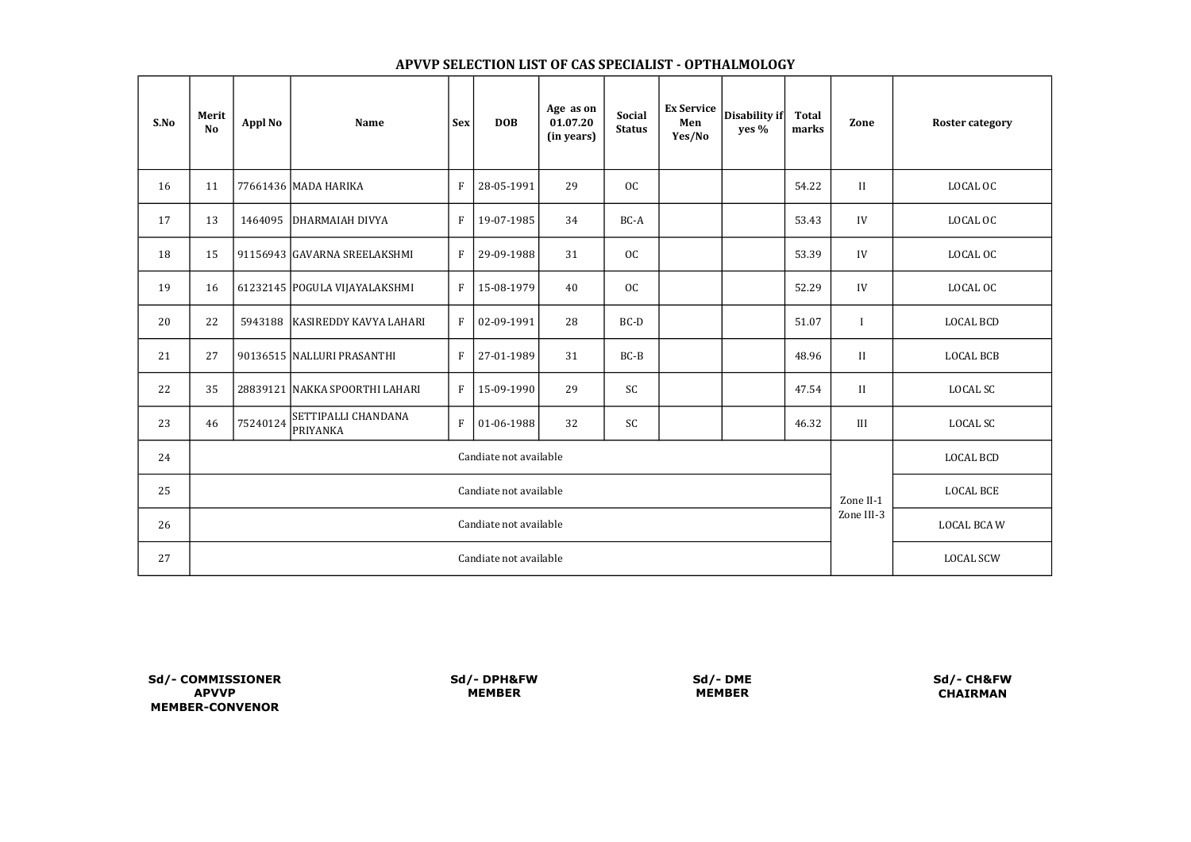## APVVP SELECTION LIST OF CAS SPECIALIST - OPTHALMOLOGY

| S.No | Merit No | Appl No | Name | Sex | DOB | Age as on 01.07.20 (in years) | Social Status | Ex Service Men Yes/No | Disability if yes % | Total marks | Zone | Roster category |
|---|---|---|---|---|---|---|---|---|---|---|---|---|
| 16 | 11 | 77661436 | MADA HARIKA | F | 28-05-1991 | 29 | OC | | | 54.22 | II | LOCAL OC |
| 17 | 13 | 1464095 | DHARMAIAH DIVYA | F | 19-07-1985 | 34 | BC-A | | | 53.43 | IV | LOCAL OC |
| 18 | 15 | 91156943 | GAVARNA SREELAKSHMI | F | 29-09-1988 | 31 | OC | | | 53.39 | IV | LOCAL OC |
| 19 | 16 | 61232145 | POGULA VIJAYALAKSHMI | F | 15-08-1979 | 40 | OC | | | 52.29 | IV | LOCAL OC |
| 20 | 22 | 5943188 | KASIREDDY KAVYA LAHARI | F | 02-09-1991 | 28 | BC-D | | | 51.07 | I | LOCAL BCD |
| 21 | 27 | 90136515 | NALLURI PRASANTHI | F | 27-01-1989 | 31 | BC-B | | | 48.96 | II | LOCAL BCB |
| 22 | 35 | 28839121 | NAKKA SPOORTHI LAHARI | F | 15-09-1990 | 29 | SC | | | 47.54 | II | LOCAL SC |
| 23 | 46 | 75240124 | SETTIPALLI CHANDANA PRIYANKA | F | 01-06-1988 | 32 | SC | | | 46.32 | III | LOCAL SC |
| 24 | Candiate not available | | | | | | | | | | Zone II-1 Zone III-3 | LOCAL BCD |
| 25 | Candiate not available | | | | | | | | | | | LOCAL BCE |
| 26 | Candiate not available | | | | | | | | | | | LOCAL BCA W |
| 27 | Candiate not available | | | | | | | | | | | LOCAL SCW |

**Sd/- COMMISSIONER**
**APVVP**
**MEMBER-CONVENOR**

**Sd/- DPH&FW**
**MEMBER**

**Sd/- DME**
**MEMBER**

**Sd/- CH&FW**
**CHAIRMAN**